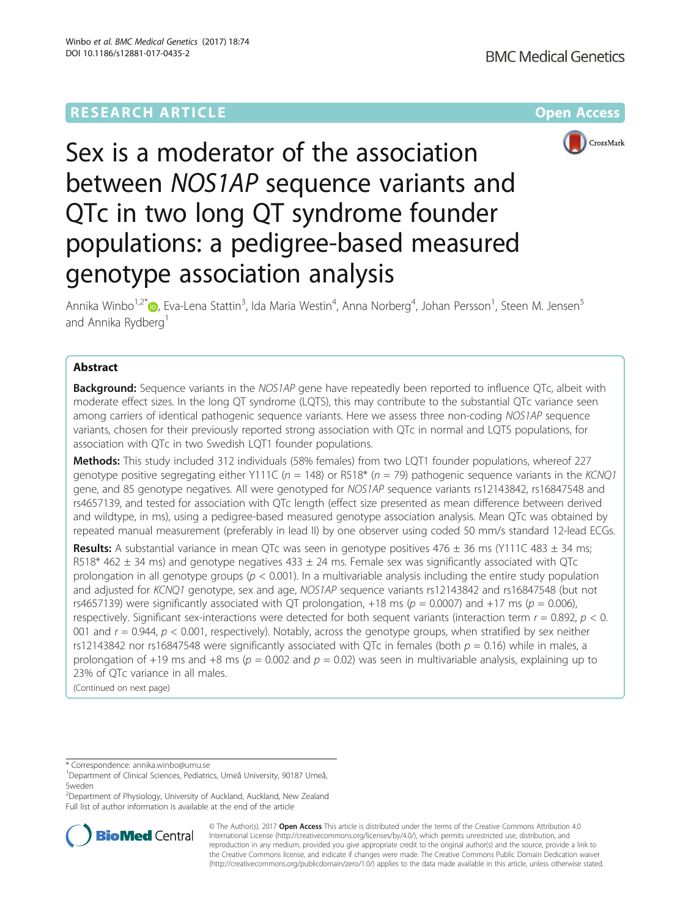RESEARCH ARTICLE

Open Access

# Sex is a moderator of the association between *NOS1AP* sequence variants and QTc in two long QT syndrome founder populations: a pedigree-based measured genotype association analysis

Annika Winbo[1,2*], Eva-Lena Stattin[3], Ida Maria Westin[4], Anna Norberg[4], Johan Persson[1], Steen M. Jensen[5] and Annika Rydberg[1]

## Abstract

**Background:** Sequence variants in the *NOS1AP* gene have repeatedly been reported to influence QTc, albeit with moderate effect sizes. In the long QT syndrome (LQTS), this may contribute to the substantial QTc variance seen among carriers of identical pathogenic sequence variants. Here we assess three non-coding *NOS1AP* sequence variants, chosen for their previously reported strong association with QTc in normal and LQTS populations, for association with QTc in two Swedish LQT1 founder populations.

**Methods:** This study included 312 individuals (58% females) from two LQT1 founder populations, whereof 227 genotype positive segregating either Y111C ($n = 148$) or R518* ($n = 79$) pathogenic sequence variants in the *KCNQ1* gene, and 85 genotype negatives. All were genotyped for *NOS1AP* sequence variants rs12143842, rs16847548 and rs4657139, and tested for association with QTc length (effect size presented as mean difference between derived and wildtype, in ms), using a pedigree-based measured genotype association analysis. Mean QTc was obtained by repeated manual measurement (preferably in lead II) by one observer using coded 50 mm/s standard 12-lead ECGs.

**Results:** A substantial variance in mean QTc was seen in genotype positives 476 ± 36 ms (Y111C 483 ± 34 ms; R518* 462 ± 34 ms) and genotype negatives 433 ± 24 ms. Female sex was significantly associated with QTc prolongation in all genotype groups ($p < 0.001$). In a multivariable analysis including the entire study population and adjusted for *KCNQ1* genotype, sex and age, *NOS1AP* sequence variants rs12143842 and rs16847548 (but not rs4657139) were significantly associated with QT prolongation, +18 ms ($p = 0.0007$) and +17 ms ($p = 0.006$), respectively. Significant sex-interactions were detected for both sequent variants (interaction term $r = 0.892$, $p < 0.001$ and $r = 0.944$, $p < 0.001$, respectively). Notably, across the genotype groups, when stratified by sex neither rs12143842 nor rs16847548 were significantly associated with QTc in females (both $p = 0.16$) while in males, a prolongation of +19 ms and +8 ms ($p = 0.002$ and $p = 0.02$) was seen in multivariable analysis, explaining up to 23% of QTc variance in all males.

(Continued on next page)

\* Correspondence: annika.winbo@umu.se

[1]Department of Clinical Sciences, Pediatrics, Umeå University, 90187 Umeå, Sweden

[2]Department of Physiology, University of Auckland, Auckland, New Zealand

Full list of author information is available at the end of the article

© The Author(s). 2017 **Open Access** This article is distributed under the terms of the Creative Commons Attribution 4.0 International License (http://creativecommons.org/licenses/by/4.0/), which permits unrestricted use, distribution, and reproduction in any medium, provided you give appropriate credit to the original author(s) and the source, provide a link to the Creative Commons license, and indicate if changes were made. The Creative Commons Public Domain Dedication waiver (http://creativecommons.org/publicdomain/zero/1.0/) applies to the data made available in this article, unless otherwise stated.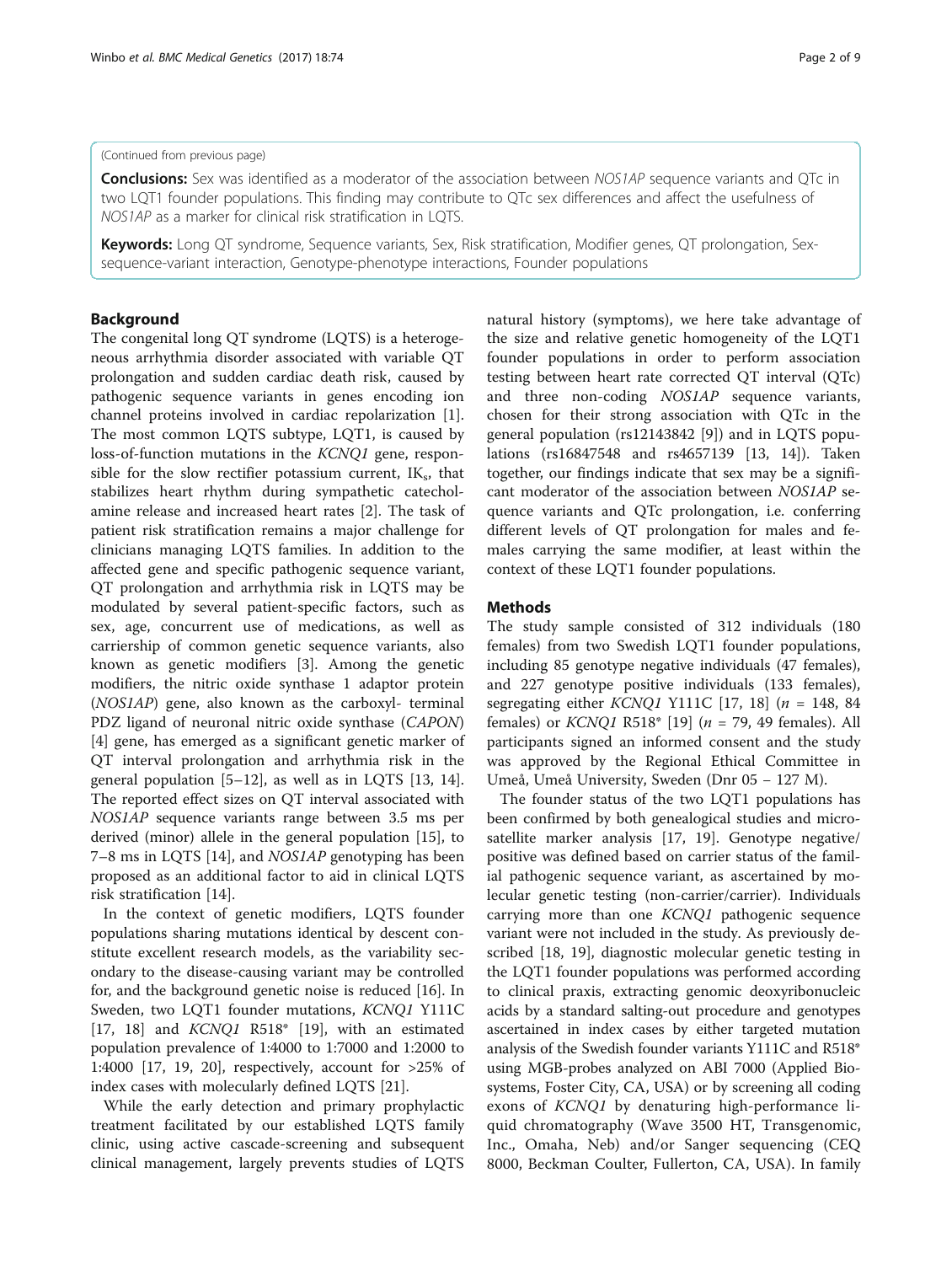(Continued from previous page)

**Conclusions:** Sex was identified as a moderator of the association between *NOS1AP* sequence variants and QTc in two LQT1 founder populations. This finding may contribute to QTc sex differences and affect the usefulness of *NOS1AP* as a marker for clinical risk stratification in LQTS.

**Keywords:** Long QT syndrome, Sequence variants, Sex, Risk stratification, Modifier genes, QT prolongation, Sex-sequence-variant interaction, Genotype-phenotype interactions, Founder populations

## Background

The congenital long QT syndrome (LQTS) is a heterogeneous arrhythmia disorder associated with variable QT prolongation and sudden cardiac death risk, caused by pathogenic sequence variants in genes encoding ion channel proteins involved in cardiac repolarization [1]. The most common LQTS subtype, LQT1, is caused by loss-of-function mutations in the *KCNQ1* gene, responsible for the slow rectifier potassium current, $IK_s$, that stabilizes heart rhythm during sympathetic catecholamine release and increased heart rates [2]. The task of patient risk stratification remains a major challenge for clinicians managing LQTS families. In addition to the affected gene and specific pathogenic sequence variant, QT prolongation and arrhythmia risk in LQTS may be modulated by several patient-specific factors, such as sex, age, concurrent use of medications, as well as carriership of common genetic sequence variants, also known as genetic modifiers [3]. Among the genetic modifiers, the nitric oxide synthase 1 adaptor protein (*NOS1AP*) gene, also known as the carboxyl- terminal PDZ ligand of neuronal nitric oxide synthase (*CAPON*) [4] gene, has emerged as a significant genetic marker of QT interval prolongation and arrhythmia risk in the general population [5–12], as well as in LQTS [13, 14]. The reported effect sizes on QT interval associated with *NOS1AP* sequence variants range between 3.5 ms per derived (minor) allele in the general population [15], to 7–8 ms in LQTS [14], and *NOS1AP* genotyping has been proposed as an additional factor to aid in clinical LQTS risk stratification [14].

In the context of genetic modifiers, LQTS founder populations sharing mutations identical by descent constitute excellent research models, as the variability secondary to the disease-causing variant may be controlled for, and the background genetic noise is reduced [16]. In Sweden, two LQT1 founder mutations, *KCNQ1* Y111C [17, 18] and *KCNQ1* R518* [19], with an estimated population prevalence of 1:4000 to 1:7000 and 1:2000 to 1:4000 [17, 19, 20], respectively, account for >25% of index cases with molecularly defined LQTS [21].

While the early detection and primary prophylactic treatment facilitated by our established LQTS family clinic, using active cascade-screening and subsequent clinical management, largely prevents studies of LQTS natural history (symptoms), we here take advantage of the size and relative genetic homogeneity of the LQT1 founder populations in order to perform association testing between heart rate corrected QT interval (QTc) and three non-coding *NOS1AP* sequence variants, chosen for their strong association with QTc in the general population (rs12143842 [9]) and in LQTS populations (rs16847548 and rs4657139 [13, 14]). Taken together, our findings indicate that sex may be a significant moderator of the association between *NOS1AP* sequence variants and QTc prolongation, i.e. conferring different levels of QT prolongation for males and females carrying the same modifier, at least within the context of these LQT1 founder populations.

## Methods

The study sample consisted of 312 individuals (180 females) from two Swedish LQT1 founder populations, including 85 genotype negative individuals (47 females), and 227 genotype positive individuals (133 females), segregating either *KCNQ1* Y111C [17, 18] ($n$ = 148, 84 females) or *KCNQ1* R518* [19] ($n$ = 79, 49 females). All participants signed an informed consent and the study was approved by the Regional Ethical Committee in Umeå, Umeå University, Sweden (Dnr 05 – 127 M).

The founder status of the two LQT1 populations has been confirmed by both genealogical studies and microsatellite marker analysis [17, 19]. Genotype negative/positive was defined based on carrier status of the familial pathogenic sequence variant, as ascertained by molecular genetic testing (non-carrier/carrier). Individuals carrying more than one *KCNQ1* pathogenic sequence variant were not included in the study. As previously described [18, 19], diagnostic molecular genetic testing in the LQT1 founder populations was performed according to clinical praxis, extracting genomic deoxyribonucleic acids by a standard salting-out procedure and genotypes ascertained in index cases by either targeted mutation analysis of the Swedish founder variants Y111C and R518* using MGB-probes analyzed on ABI 7000 (Applied Biosystems, Foster City, CA, USA) or by screening all coding exons of *KCNQ1* by denaturing high-performance liquid chromatography (Wave 3500 HT, Transgenomic, Inc., Omaha, Neb) and/or Sanger sequencing (CEQ 8000, Beckman Coulter, Fullerton, CA, USA). In family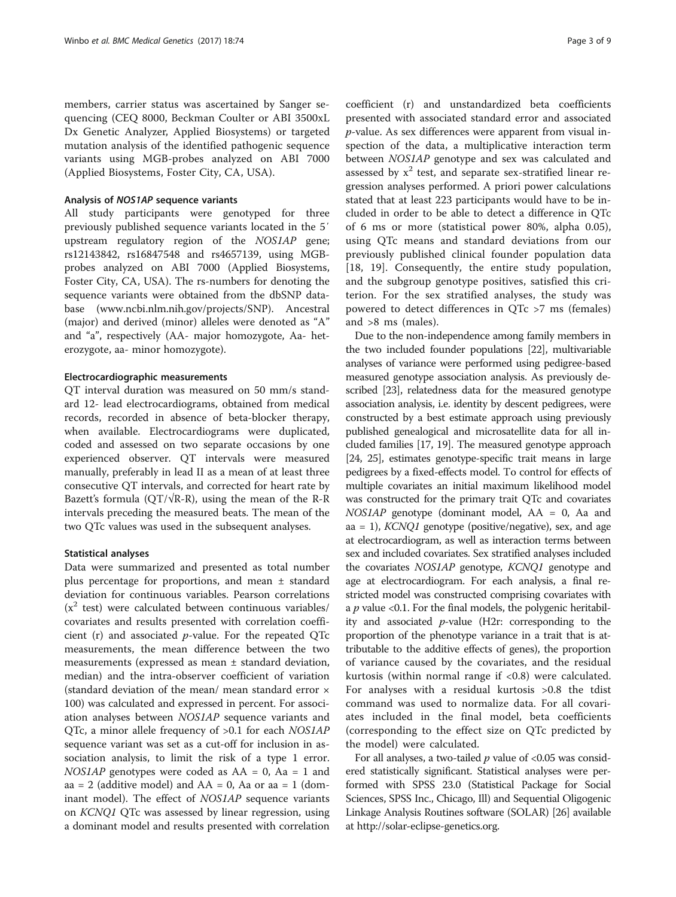members, carrier status was ascertained by Sanger sequencing (CEQ 8000, Beckman Coulter or ABI 3500xL Dx Genetic Analyzer, Applied Biosystems) or targeted mutation analysis of the identified pathogenic sequence variants using MGB-probes analyzed on ABI 7000 (Applied Biosystems, Foster City, CA, USA).

### Analysis of *NOS1AP* sequence variants

All study participants were genotyped for three previously published sequence variants located in the 5′ upstream regulatory region of the *NOS1AP* gene; rs12143842, rs16847548 and rs4657139, using MGB-probes analyzed on ABI 7000 (Applied Biosystems, Foster City, CA, USA). The rs-numbers for denoting the sequence variants were obtained from the dbSNP database (www.ncbi.nlm.nih.gov/projects/SNP). Ancestral (major) and derived (minor) alleles were denoted as "A" and "a", respectively (AA- major homozygote, Aa- heterozygote, aa- minor homozygote).

### Electrocardiographic measurements

QT interval duration was measured on 50 mm/s standard 12- lead electrocardiograms, obtained from medical records, recorded in absence of beta-blocker therapy, when available. Electrocardiograms were duplicated, coded and assessed on two separate occasions by one experienced observer. QT intervals were measured manually, preferably in lead II as a mean of at least three consecutive QT intervals, and corrected for heart rate by Bazett's formula ($QT/\sqrt{R\text{-}R}$), using the mean of the R-R intervals preceding the measured beats. The mean of the two QTc values was used in the subsequent analyses.

### Statistical analyses

Data were summarized and presented as total number plus percentage for proportions, and mean ± standard deviation for continuous variables. Pearson correlations ($x^2$ test) were calculated between continuous variables/covariates and results presented with correlation coefficient (r) and associated *p*-value. For the repeated QTc measurements, the mean difference between the two measurements (expressed as mean ± standard deviation, median) and the intra-observer coefficient of variation (standard deviation of the mean/ mean standard error × 100) was calculated and expressed in percent. For association analyses between *NOS1AP* sequence variants and QTc, a minor allele frequency of >0.1 for each *NOS1AP* sequence variant was set as a cut-off for inclusion in association analysis, to limit the risk of a type 1 error. *NOS1AP* genotypes were coded as AA = 0, Aa = 1 and aa = 2 (additive model) and AA = 0, Aa or aa = 1 (dominant model). The effect of *NOS1AP* sequence variants on *KCNQ1* QTc was assessed by linear regression, using a dominant model and results presented with correlation coefficient (r) and unstandardized beta coefficients presented with associated standard error and associated *p*-value. As sex differences were apparent from visual inspection of the data, a multiplicative interaction term between *NOS1AP* genotype and sex was calculated and assessed by $x^2$ test, and separate sex-stratified linear regression analyses performed. A priori power calculations stated that at least 223 participants would have to be included in order to be able to detect a difference in QTc of 6 ms or more (statistical power 80%, alpha 0.05), using QTc means and standard deviations from our previously published clinical founder population data [18, 19]. Consequently, the entire study population, and the subgroup genotype positives, satisfied this criterion. For the sex stratified analyses, the study was powered to detect differences in QTc >7 ms (females) and >8 ms (males).

Due to the non-independence among family members in the two included founder populations [22], multivariable analyses of variance were performed using pedigree-based measured genotype association analysis. As previously described [23], relatedness data for the measured genotype association analysis, i.e. identity by descent pedigrees, were constructed by a best estimate approach using previously published genealogical and microsatellite data for all included families [17, 19]. The measured genotype approach [24, 25], estimates genotype-specific trait means in large pedigrees by a fixed-effects model. To control for effects of multiple covariates an initial maximum likelihood model was constructed for the primary trait QTc and covariates *NOS1AP* genotype (dominant model, AA = 0, Aa and aa = 1), *KCNQ1* genotype (positive/negative), sex, and age at electrocardiogram, as well as interaction terms between sex and included covariates. Sex stratified analyses included the covariates *NOS1AP* genotype, *KCNQ1* genotype and age at electrocardiogram. For each analysis, a final restricted model was constructed comprising covariates with a *p* value <0.1. For the final models, the polygenic heritability and associated *p*-value (H2r: corresponding to the proportion of the phenotype variance in a trait that is attributable to the additive effects of genes), the proportion of variance caused by the covariates, and the residual kurtosis (within normal range if <0.8) were calculated. For analyses with a residual kurtosis >0.8 the tdist command was used to normalize data. For all covariates included in the final model, beta coefficients (corresponding to the effect size on QTc predicted by the model) were calculated.

For all analyses, a two-tailed *p* value of <0.05 was considered statistically significant. Statistical analyses were performed with SPSS 23.0 (Statistical Package for Social Sciences, SPSS Inc., Chicago, Ill) and Sequential Oligogenic Linkage Analysis Routines software (SOLAR) [26] available at http://solar-eclipse-genetics.org.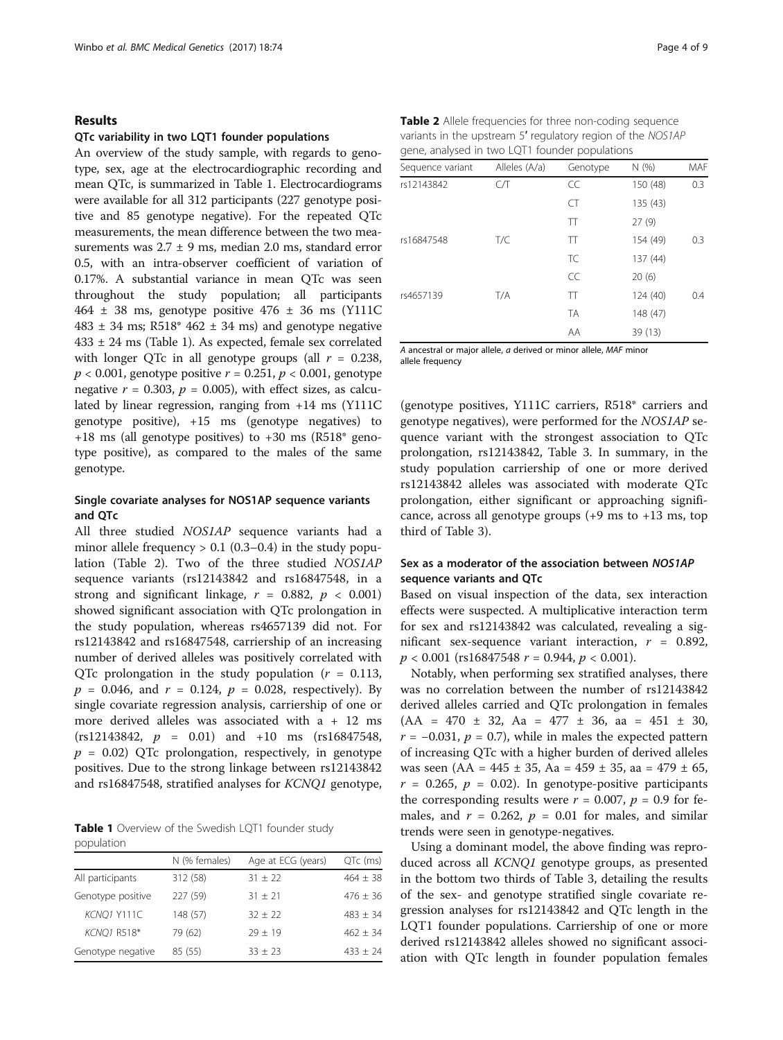## Results

### QTc variability in two LQT1 founder populations

An overview of the study sample, with regards to genotype, sex, age at the electrocardiographic recording and mean QTc, is summarized in Table 1. Electrocardiograms were available for all 312 participants (227 genotype positive and 85 genotype negative). For the repeated QTc measurements, the mean difference between the two measurements was 2.7 ± 9 ms, median 2.0 ms, standard error 0.5, with an intra-observer coefficient of variation of 0.17%. A substantial variance in mean QTc was seen throughout the study population; all participants 464 ± 38 ms, genotype positive 476 ± 36 ms (Y111C 483 ± 34 ms; R518* 462 ± 34 ms) and genotype negative 433 ± 24 ms (Table 1). As expected, female sex correlated with longer QTc in all genotype groups (all $r = 0.238$, $p < 0.001$, genotype positive $r = 0.251$, $p < 0.001$, genotype negative $r = 0.303$, $p = 0.005$), with effect sizes, as calculated by linear regression, ranging from +14 ms (Y111C genotype positive), +15 ms (genotype negatives) to +18 ms (all genotype positives) to +30 ms (R518* genotype positive), as compared to the males of the same genotype.

### Single covariate analyses for NOS1AP sequence variants and QTc

All three studied *NOS1AP* sequence variants had a minor allele frequency > 0.1 (0.3–0.4) in the study population (Table 2). Two of the three studied *NOS1AP* sequence variants (rs12143842 and rs16847548, in a strong and significant linkage, $r = 0.882$, $p < 0.001$) showed significant association with QTc prolongation in the study population, whereas rs4657139 did not. For rs12143842 and rs16847548, carriership of an increasing number of derived alleles was positively correlated with QTc prolongation in the study population ($r = 0.113$, $p = 0.046$, and $r = 0.124$, $p = 0.028$, respectively). By single covariate regression analysis, carriership of one or more derived alleles was associated with a + 12 ms (rs12143842, $p = 0.01$) and +10 ms (rs16847548, $p = 0.02$) QTc prolongation, respectively, in genotype positives. Due to the strong linkage between rs12143842 and rs16847548, stratified analyses for *KCNQ1* genotype, (genotype positives, Y111C carriers, R518* carriers and genotype negatives), were performed for the *NOS1AP* sequence variant with the strongest association to QTc prolongation, rs12143842, Table 3. In summary, in the study population carriership of one or more derived rs12143842 alleles was associated with moderate QTc prolongation, either significant or approaching significance, across all genotype groups (+9 ms to +13 ms, top third of Table 3).

**Table 1** Overview of the Swedish LQT1 founder study population

| | N (% females) | Age at ECG (years) | QTc (ms) |
|---|---|---|---|
| All participants | 312 (58) | 31 ± 22 | 464 ± 38 |
| Genotype positive | 227 (59) | 31 ± 21 | 476 ± 36 |
| *KCNQ1* Y111C | 148 (57) | 32 ± 22 | 483 ± 34 |
| *KCNQ1* R518* | 79 (62) | 29 ± 19 | 462 ± 34 |
| Genotype negative | 85 (55) | 33 ± 23 | 433 ± 24 |

**Table 2** Allele frequencies for three non-coding sequence variants in the upstream 5′ regulatory region of the *NOS1AP* gene, analysed in two LQT1 founder populations

| Sequence variant | Alleles (A/a) | Genotype | N (%) | MAF |
|---|---|---|---|---|
| rs12143842 | C/T | CC | 150 (48) | 0.3 |
| | | CT | 135 (43) | |
| | | TT | 27 (9) | |
| rs16847548 | T/C | TT | 154 (49) | 0.3 |
| | | TC | 137 (44) | |
| | | CC | 20 (6) | |
| rs4657139 | T/A | TT | 124 (40) | 0.4 |
| | | TA | 148 (47) | |
| | | AA | 39 (13) | |

*A* ancestral or major allele, *a* derived or minor allele, *MAF* minor allele frequency

### Sex as a moderator of the association between NOS1AP sequence variants and QTc

Based on visual inspection of the data, sex interaction effects were suspected. A multiplicative interaction term for sex and rs12143842 was calculated, revealing a significant sex-sequence variant interaction, $r = 0.892$, $p < 0.001$ (rs16847548 $r = 0.944$, $p < 0.001$).

Notably, when performing sex stratified analyses, there was no correlation between the number of rs12143842 derived alleles carried and QTc prolongation in females (AA = 470 ± 32, Aa = 477 ± 36, aa = 451 ± 30, $r = -0.031$, $p = 0.7$), while in males the expected pattern of increasing QTc with a higher burden of derived alleles was seen (AA = 445 ± 35, Aa = 459 ± 35, aa = 479 ± 65, $r = 0.265$, $p = 0.02$). In genotype-positive participants the corresponding results were $r = 0.007$, $p = 0.9$ for females, and $r = 0.262$, $p = 0.01$ for males, and similar trends were seen in genotype-negatives.

Using a dominant model, the above finding was reproduced across all *KCNQ1* genotype groups, as presented in the bottom two thirds of Table 3, detailing the results of the sex- and genotype stratified single covariate regression analyses for rs12143842 and QTc length in the LQT1 founder populations. Carriership of one or more derived rs12143842 alleles showed no significant association with QTc length in founder population females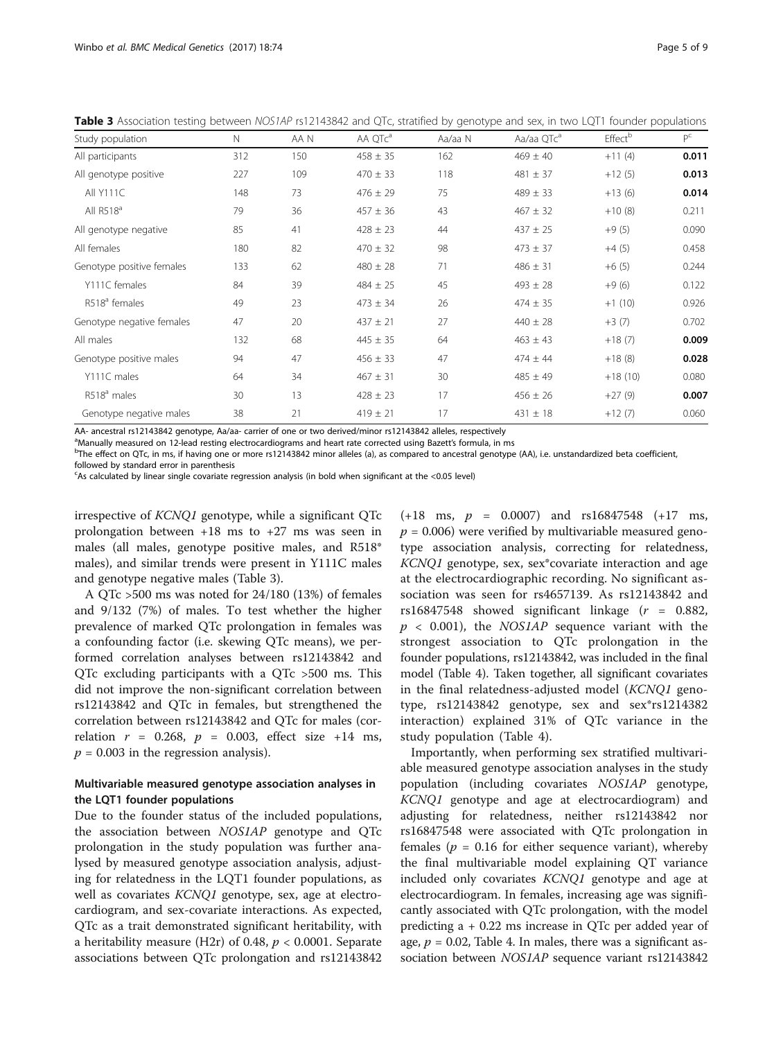**Table 3** Association testing between *NOS1AP* rs12143842 and QTc, stratified by genotype and sex, in two LQT1 founder populations

| Study population | N | AA N | AA QTc[a] | Aa/aa N | Aa/aa QTc[a] | Effect[b] | P[c] |
|---|---|---|---|---|---|---|---|
| All participants | 312 | 150 | 458 ± 35 | 162 | 469 ± 40 | +11 (4) | **0.011** |
| All genotype positive | 227 | 109 | 470 ± 33 | 118 | 481 ± 37 | +12 (5) | **0.013** |
| All Y111C | 148 | 73 | 476 ± 29 | 75 | 489 ± 33 | +13 (6) | **0.014** |
| All R518[a] | 79 | 36 | 457 ± 36 | 43 | 467 ± 32 | +10 (8) | 0.211 |
| All genotype negative | 85 | 41 | 428 ± 23 | 44 | 437 ± 25 | +9 (5) | 0.090 |
| All females | 180 | 82 | 470 ± 32 | 98 | 473 ± 37 | +4 (5) | 0.458 |
| Genotype positive females | 133 | 62 | 480 ± 28 | 71 | 486 ± 31 | +6 (5) | 0.244 |
| Y111C females | 84 | 39 | 484 ± 25 | 45 | 493 ± 28 | +9 (6) | 0.122 |
| R518[a] females | 49 | 23 | 473 ± 34 | 26 | 474 ± 35 | +1 (10) | 0.926 |
| Genotype negative females | 47 | 20 | 437 ± 21 | 27 | 440 ± 28 | +3 (7) | 0.702 |
| All males | 132 | 68 | 445 ± 35 | 64 | 463 ± 43 | +18 (7) | **0.009** |
| Genotype positive males | 94 | 47 | 456 ± 33 | 47 | 474 ± 44 | +18 (8) | **0.028** |
| Y111C males | 64 | 34 | 467 ± 31 | 30 | 485 ± 49 | +18 (10) | 0.080 |
| R518[a] males | 30 | 13 | 428 ± 23 | 17 | 456 ± 26 | +27 (9) | **0.007** |
| Genotype negative males | 38 | 21 | 419 ± 21 | 17 | 431 ± 18 | +12 (7) | 0.060 |

AA- ancestral rs12143842 genotype, Aa/aa- carrier of one or two derived/minor rs12143842 alleles, respectively

[a]Manually measured on 12-lead resting electrocardiograms and heart rate corrected using Bazett's formula, in ms

[b]The effect on QTc, in ms, if having one or more rs12143842 minor alleles (a), as compared to ancestral genotype (AA), i.e. unstandardized beta coefficient, followed by standard error in parenthesis

[c]As calculated by linear single covariate regression analysis (in bold when significant at the <0.05 level)

irrespective of *KCNQ1* genotype, while a significant QTc prolongation between +18 ms to +27 ms was seen in males (all males, genotype positive males, and R518* males), and similar trends were present in Y111C males and genotype negative males (Table 3).

A QTc >500 ms was noted for 24/180 (13%) of females and 9/132 (7%) of males. To test whether the higher prevalence of marked QTc prolongation in females was a confounding factor (i.e. skewing QTc means), we performed correlation analyses between rs12143842 and QTc excluding participants with a QTc >500 ms. This did not improve the non-significant correlation between rs12143842 and QTc in females, but strengthened the correlation between rs12143842 and QTc for males (correlation $r = 0.268$, $p = 0.003$, effect size +14 ms, $p = 0.003$ in the regression analysis).

## Multivariable measured genotype association analyses in the LQT1 founder populations

Due to the founder status of the included populations, the association between *NOS1AP* genotype and QTc prolongation in the study population was further analysed by measured genotype association analysis, adjusting for relatedness in the LQT1 founder populations, as well as covariates *KCNQ1* genotype, sex, age at electrocardiogram, and sex-covariate interactions. As expected, QTc as a trait demonstrated significant heritability, with a heritability measure (H2r) of 0.48, $p < 0.0001$. Separate associations between QTc prolongation and rs12143842 (+18 ms, $p = 0.0007$) and rs16847548 (+17 ms, $p = 0.006$) were verified by multivariable measured genotype association analysis, correcting for relatedness, *KCNQ1* genotype, sex, sex*covariate interaction and age at the electrocardiographic recording. No significant association was seen for rs4657139. As rs12143842 and rs16847548 showed significant linkage ($r = 0.882$, $p < 0.001$), the *NOS1AP* sequence variant with the strongest association to QTc prolongation in the founder populations, rs12143842, was included in the final model (Table 4). Taken together, all significant covariates in the final relatedness-adjusted model (*KCNQ1* genotype, rs12143842 genotype, sex and sex*rs1214382 interaction) explained 31% of QTc variance in the study population (Table 4).

Importantly, when performing sex stratified multivariable measured genotype association analyses in the study population (including covariates *NOS1AP* genotype, *KCNQ1* genotype and age at electrocardiogram) and adjusting for relatedness, neither rs12143842 nor rs16847548 were associated with QTc prolongation in females ($p = 0.16$ for either sequence variant), whereby the final multivariable model explaining QT variance included only covariates *KCNQ1* genotype and age at electrocardiogram. In females, increasing age was significantly associated with QTc prolongation, with the model predicting a + 0.22 ms increase in QTc per added year of age, $p = 0.02$, Table 4. In males, there was a significant association between *NOS1AP* sequence variant rs12143842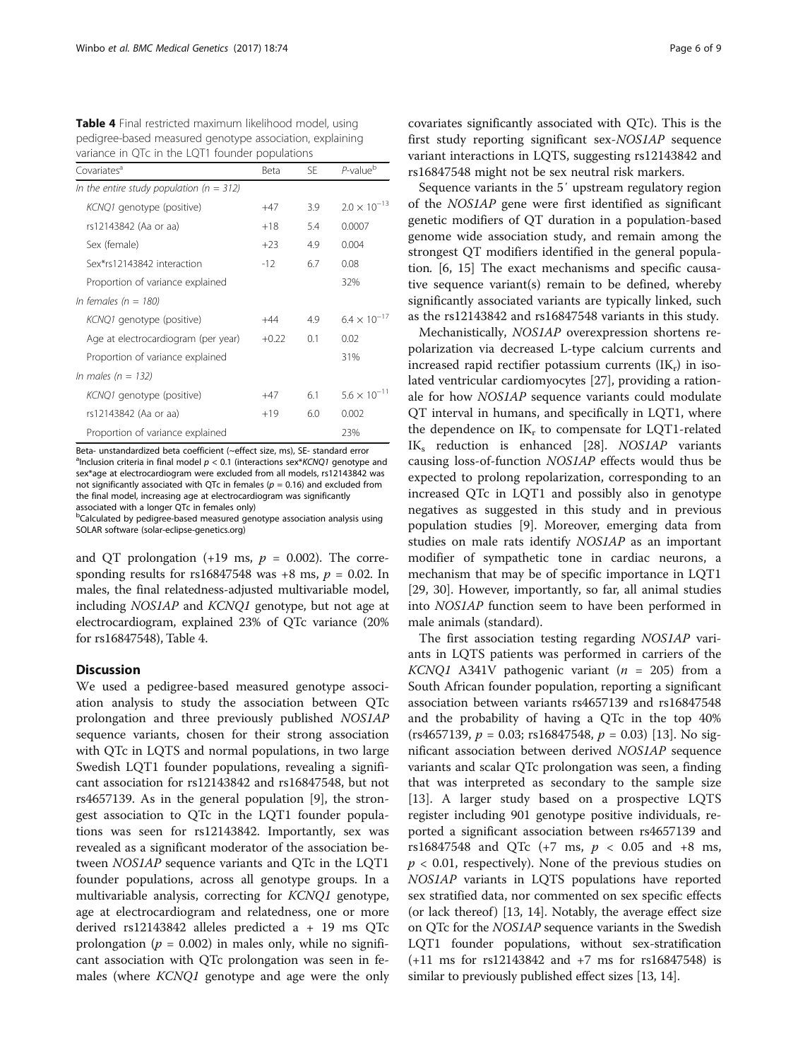**Table 4** Final restricted maximum likelihood model, using pedigree-based measured genotype association, explaining variance in QTc in the LQT1 founder populations

| Covariates[a] | Beta | SE | P-value[b] |
|---|---|---|---|
| *In the entire study population (n = 312)* | | | |
| KCNQ1 genotype (positive) | +47 | 3.9 | $2.0 \times 10^{-13}$ |
| rs12143842 (Aa or aa) | +18 | 5.4 | 0.0007 |
| Sex (female) | +23 | 4.9 | 0.004 |
| Sex*rs12143842 interaction | -12 | 6.7 | 0.08 |
| Proportion of variance explained | | | 32% |
| *In females (n = 180)* | | | |
| KCNQ1 genotype (positive) | +44 | 4.9 | $6.4 \times 10^{-17}$ |
| Age at electrocardiogram (per year) | +0.22 | 0.1 | 0.02 |
| Proportion of variance explained | | | 31% |
| *In males (n = 132)* | | | |
| KCNQ1 genotype (positive) | +47 | 6.1 | $5.6 \times 10^{-11}$ |
| rs12143842 (Aa or aa) | +19 | 6.0 | 0.002 |
| Proportion of variance explained | | | 23% |

Beta- unstandardized beta coefficient (~effect size, ms), SE- standard error
[a]Inclusion criteria in final model $p < 0.1$ (interactions sex*KCNQ1 genotype and sex*age at electrocardiogram were excluded from all models, rs12143842 was not significantly associated with QTc in females ($p = 0.16$) and excluded from the final model, increasing age at electrocardiogram was significantly associated with a longer QTc in females only)
[b]Calculated by pedigree-based measured genotype association analysis using SOLAR software (solar-eclipse-genetics.org)

and QT prolongation (+19 ms, $p = 0.002$). The corresponding results for rs16847548 was +8 ms, $p = 0.02$. In males, the final relatedness-adjusted multivariable model, including *NOS1AP* and *KCNQ1* genotype, but not age at electrocardiogram, explained 23% of QTc variance (20% for rs16847548), Table 4.

## Discussion

We used a pedigree-based measured genotype association analysis to study the association between QTc prolongation and three previously published *NOS1AP* sequence variants, chosen for their strong association with QTc in LQTS and normal populations, in two large Swedish LQT1 founder populations, revealing a significant association for rs12143842 and rs16847548, but not rs4657139. As in the general population [9], the strongest association to QTc in the LQT1 founder populations was seen for rs12143842. Importantly, sex was revealed as a significant moderator of the association between *NOS1AP* sequence variants and QTc in the LQT1 founder populations, across all genotype groups. In a multivariable analysis, correcting for *KCNQ1* genotype, age at electrocardiogram and relatedness, one or more derived rs12143842 alleles predicted a + 19 ms QTc prolongation ($p = 0.002$) in males only, while no significant association with QTc prolongation was seen in females (where *KCNQ1* genotype and age were the only covariates significantly associated with QTc). This is the first study reporting significant sex-*NOS1AP* sequence variant interactions in LQTS, suggesting rs12143842 and rs16847548 might not be sex neutral risk markers.

Sequence variants in the 5′ upstream regulatory region of the *NOS1AP* gene were first identified as significant genetic modifiers of QT duration in a population-based genome wide association study, and remain among the strongest QT modifiers identified in the general population. [6, 15] The exact mechanisms and specific causative sequence variant(s) remain to be defined, whereby significantly associated variants are typically linked, such as the rs12143842 and rs16847548 variants in this study.

Mechanistically, *NOS1AP* overexpression shortens repolarization via decreased L-type calcium currents and increased rapid rectifier potassium currents ($IK_r$) in isolated ventricular cardiomyocytes [27], providing a rationale for how *NOS1AP* sequence variants could modulate QT interval in humans, and specifically in LQT1, where the dependence on $IK_r$ to compensate for LQT1-related $IK_s$ reduction is enhanced [28]. *NOS1AP* variants causing loss-of-function *NOS1AP* effects would thus be expected to prolong repolarization, corresponding to an increased QTc in LQT1 and possibly also in genotype negatives as suggested in this study and in previous population studies [9]. Moreover, emerging data from studies on male rats identify *NOS1AP* as an important modifier of sympathetic tone in cardiac neurons, a mechanism that may be of specific importance in LQT1 [29, 30]. However, importantly, so far, all animal studies into *NOS1AP* function seem to have been performed in male animals (standard).

The first association testing regarding *NOS1AP* variants in LQTS patients was performed in carriers of the *KCNQ1* A341V pathogenic variant ($n = 205$) from a South African founder population, reporting a significant association between variants rs4657139 and rs16847548 and the probability of having a QTc in the top 40% (rs4657139, $p = 0.03$; rs16847548, $p = 0.03$) [13]. No significant association between derived *NOS1AP* sequence variants and scalar QTc prolongation was seen, a finding that was interpreted as secondary to the sample size [13]. A larger study based on a prospective LQTS register including 901 genotype positive individuals, reported a significant association between rs4657139 and rs16847548 and QTc (+7 ms, $p < 0.05$ and +8 ms, $p < 0.01$, respectively). None of the previous studies on *NOS1AP* variants in LQTS populations have reported sex stratified data, nor commented on sex specific effects (or lack thereof) [13, 14]. Notably, the average effect size on QTc for the *NOS1AP* sequence variants in the Swedish LQT1 founder populations, without sex-stratification (+11 ms for rs12143842 and +7 ms for rs16847548) is similar to previously published effect sizes [13, 14].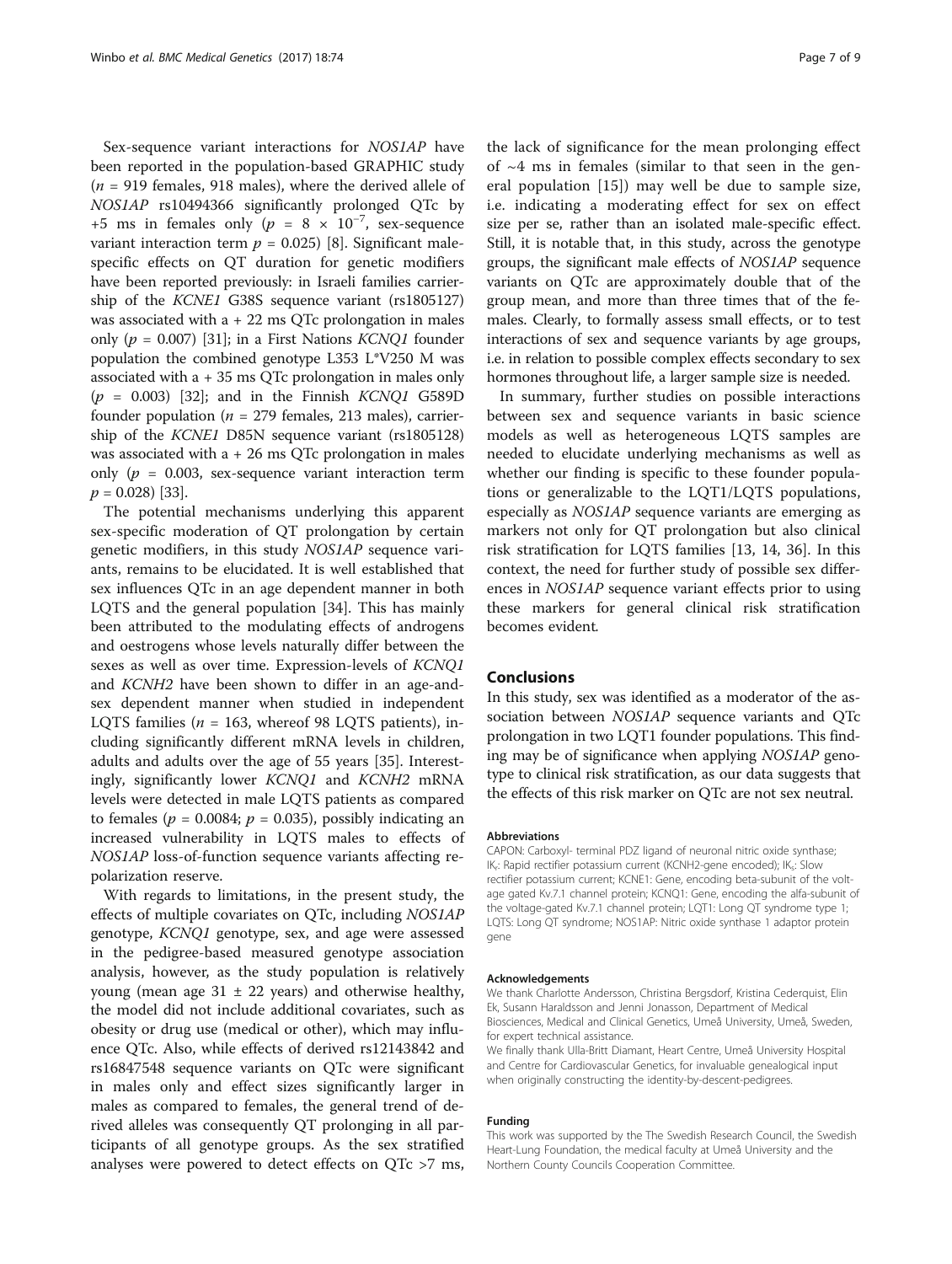Sex-sequence variant interactions for *NOS1AP* have been reported in the population-based GRAPHIC study ($n = 919$ females, 918 males), where the derived allele of *NOS1AP* rs10494366 significantly prolonged QTc by +5 ms in females only ($p = 8 \times 10^{-7}$, sex-sequence variant interaction term $p = 0.025$) [8]. Significant male-specific effects on QT duration for genetic modifiers have been reported previously: in Israeli families carriership of the *KCNE1* G38S sequence variant (rs1805127) was associated with a + 22 ms QTc prolongation in males only ($p = 0.007$) [31]; in a First Nations *KCNQ1* founder population the combined genotype L353 L*V250 M was associated with a + 35 ms QTc prolongation in males only ($p = 0.003$) [32]; and in the Finnish *KCNQ1* G589D founder population ($n = 279$ females, 213 males), carriership of the *KCNE1* D85N sequence variant (rs1805128) was associated with a + 26 ms QTc prolongation in males only ($p = 0.003$, sex-sequence variant interaction term $p = 0.028$) [33].

The potential mechanisms underlying this apparent sex-specific moderation of QT prolongation by certain genetic modifiers, in this study *NOS1AP* sequence variants, remains to be elucidated. It is well established that sex influences QTc in an age dependent manner in both LQTS and the general population [34]. This has mainly been attributed to the modulating effects of androgens and oestrogens whose levels naturally differ between the sexes as well as over time. Expression-levels of *KCNQ1* and *KCNH2* have been shown to differ in an age-and-sex dependent manner when studied in independent LQTS families ($n = 163$, whereof 98 LQTS patients), including significantly different mRNA levels in children, adults and adults over the age of 55 years [35]. Interestingly, significantly lower *KCNQ1* and *KCNH2* mRNA levels were detected in male LQTS patients as compared to females ($p = 0.0084$; $p = 0.035$), possibly indicating an increased vulnerability in LQTS males to effects of *NOS1AP* loss-of-function sequence variants affecting repolarization reserve.

With regards to limitations, in the present study, the effects of multiple covariates on QTc, including *NOS1AP* genotype, *KCNQ1* genotype, sex, and age were assessed in the pedigree-based measured genotype association analysis, however, as the study population is relatively young (mean age 31 ± 22 years) and otherwise healthy, the model did not include additional covariates, such as obesity or drug use (medical or other), which may influence QTc. Also, while effects of derived rs12143842 and rs16847548 sequence variants on QTc were significant in males only and effect sizes significantly larger in males as compared to females, the general trend of derived alleles was consequently QT prolonging in all participants of all genotype groups. As the sex stratified analyses were powered to detect effects on QTc >7 ms, the lack of significance for the mean prolonging effect of ~4 ms in females (similar to that seen in the general population [15]) may well be due to sample size, i.e. indicating a moderating effect for sex on effect size per se, rather than an isolated male-specific effect. Still, it is notable that, in this study, across the genotype groups, the significant male effects of *NOS1AP* sequence variants on QTc are approximately double that of the group mean, and more than three times that of the females. Clearly, to formally assess small effects, or to test interactions of sex and sequence variants by age groups, i.e. in relation to possible complex effects secondary to sex hormones throughout life, a larger sample size is needed.

In summary, further studies on possible interactions between sex and sequence variants in basic science models as well as heterogeneous LQTS samples are needed to elucidate underlying mechanisms as well as whether our finding is specific to these founder populations or generalizable to the LQT1/LQTS populations, especially as *NOS1AP* sequence variants are emerging as markers not only for QT prolongation but also clinical risk stratification for LQTS families [13, 14, 36]. In this context, the need for further study of possible sex differences in *NOS1AP* sequence variant effects prior to using these markers for general clinical risk stratification becomes evident.

## Conclusions

In this study, sex was identified as a moderator of the association between *NOS1AP* sequence variants and QTc prolongation in two LQT1 founder populations. This finding may be of significance when applying *NOS1AP* genotype to clinical risk stratification, as our data suggests that the effects of this risk marker on QTc are not sex neutral.

#### Abbreviations

CAPON: Carboxyl- terminal PDZ ligand of neuronal nitric oxide synthase; $IK_r$: Rapid rectifier potassium current (KCNH2-gene encoded); $IK_s$: Slow rectifier potassium current; KCNE1: Gene, encoding beta-subunit of the voltage gated Kv.7.1 channel protein; KCNQ1: Gene, encoding the alfa-subunit of the voltage-gated Kv.7.1 channel protein; LQT1: Long QT syndrome type 1; LQTS: Long QT syndrome; NOS1AP: Nitric oxide synthase 1 adaptor protein gene

#### Acknowledgements

We thank Charlotte Andersson, Christina Bergsdorf, Kristina Cederquist, Elin Ek, Susann Haraldsson and Jenni Jonasson, Department of Medical Biosciences, Medical and Clinical Genetics, Umeå University, Umeå, Sweden, for expert technical assistance.

We finally thank Ulla-Britt Diamant, Heart Centre, Umeå University Hospital and Centre for Cardiovascular Genetics, for invaluable genealogical input when originally constructing the identity-by-descent-pedigrees.

#### Funding

This work was supported by the The Swedish Research Council, the Swedish Heart-Lung Foundation, the medical faculty at Umeå University and the Northern County Councils Cooperation Committee.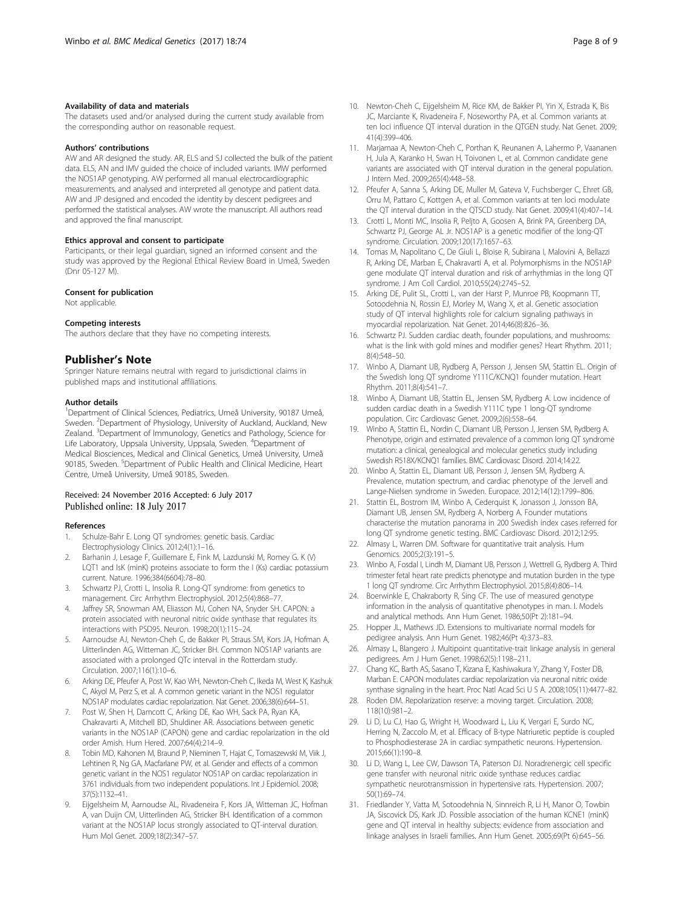#### Availability of data and materials

The datasets used and/or analysed during the current study available from the corresponding author on reasonable request.

#### Authors' contributions

AW and AR designed the study. AR, ELS and SJ collected the bulk of the patient data. ELS, AN and IMV guided the choice of included variants. IMW performed the NOS1AP genotyping. AW performed all manual electrocardiographic measurements, and analysed and interpreted all genotype and patient data. AW and JP designed and encoded the identity by descent pedigrees and performed the statistical analyses. AW wrote the manuscript. All authors read and approved the final manuscript.

#### Ethics approval and consent to participate

Participants, or their legal guardian, signed an informed consent and the study was approved by the Regional Ethical Review Board in Umeå, Sweden (Dnr 05-127 M).

#### Consent for publication

Not applicable.

#### Competing interests

The authors declare that they have no competing interests.

## Publisher's Note

Springer Nature remains neutral with regard to jurisdictional claims in published maps and institutional affiliations.

#### Author details

[1]Department of Clinical Sciences, Pediatrics, Umeå University, 90187 Umeå, Sweden. [2]Department of Physiology, University of Auckland, Auckland, New Zealand. [3]Department of Immunology, Genetics and Pathology, Science for Life Laboratory, Uppsala University, Uppsala, Sweden. [4]Department of Medical Biosciences, Medical and Clinical Genetics, Umeå University, Umeå 90185, Sweden. [5]Department of Public Health and Clinical Medicine, Heart Centre, Umeå University, Umeå 90185, Sweden.

Received: 24 November 2016 Accepted: 6 July 2017
Published online: 18 July 2017

#### References

1. Schulze-Bahr E. Long QT syndromes: genetic basis. Cardiac Electrophysiology Clinics. 2012;4(1):1–16.
2. Barhanin J, Lesage F, Guillemare E, Fink M, Lazdunski M, Romey G. K (V) LQT1 and IsK (minK) proteins associate to form the I (Ks) cardiac potassium current. Nature. 1996;384(6604):78–80.
3. Schwartz PJ, Crotti L, Insolia R. Long-QT syndrome: from genetics to management. Circ Arrhythm Electrophysiol. 2012;5(4):868–77.
4. Jaffrey SR, Snowman AM, Eliasson MJ, Cohen NA, Snyder SH. CAPON: a protein associated with neuronal nitric oxide synthase that regulates its interactions with PSD95. Neuron. 1998;20(1):115–24.
5. Aarnoudse AJ, Newton-Cheh C, de Bakker PI, Straus SM, Kors JA, Hofman A, Uitterlinden AG, Witteman JC, Stricker BH. Common NOS1AP variants are associated with a prolonged QTc interval in the Rotterdam study. Circulation. 2007;116(1):10–6.
6. Arking DE, Pfeufer A, Post W, Kao WH, Newton-Cheh C, Ikeda M, West K, Kashuk C, Akyol M, Perz S, et al. A common genetic variant in the NOS1 regulator NOS1AP modulates cardiac repolarization. Nat Genet. 2006;38(6):644–51.
7. Post W, Shen H, Damcott C, Arking DE, Kao WH, Sack PA, Ryan KA, Chakravarti A, Mitchell BD, Shuldiner AR. Associations between genetic variants in the NOS1AP (CAPON) gene and cardiac repolarization in the old order Amish. Hum Hered. 2007;64(4):214–9.
8. Tobin MD, Kahonen M, Braund P, Nieminen T, Hajat C, Tomaszewski M, Viik J, Lehtinen R, Ng GA, Macfarlane PW, et al. Gender and effects of a common genetic variant in the NOS1 regulator NOS1AP on cardiac repolarization in 3761 individuals from two independent populations. Int J Epidemiol. 2008; 37(5):1132–41.
9. Eijgelsheim M, Aarnoudse AL, Rivadeneira F, Kors JA, Witteman JC, Hofman A, van Duijn CM, Uitterlinden AG, Stricker BH. Identification of a common variant at the NOS1AP locus strongly associated to QT-interval duration. Hum Mol Genet. 2009;18(2):347–57.
10. Newton-Cheh C, Eijgelsheim M, Rice KM, de Bakker PI, Yin X, Estrada K, Bis JC, Marciante K, Rivadeneira F, Noseworthy PA, et al. Common variants at ten loci influence QT interval duration in the QTGEN study. Nat Genet. 2009; 41(4):399–406.
11. Marjamaa A, Newton-Cheh C, Porthan K, Reunanen A, Lahermo P, Vaananen H, Jula A, Karanko H, Swan H, Toivonen L, et al. Common candidate gene variants are associated with QT interval duration in the general population. J Intern Med. 2009;265(4):448–58.
12. Pfeufer A, Sanna S, Arking DE, Muller M, Gateva V, Fuchsberger C, Ehret GB, Orru M, Pattaro C, Kottgen A, et al. Common variants at ten loci modulate the QT interval duration in the QTSCD study. Nat Genet. 2009;41(4):407–14.
13. Crotti L, Monti MC, Insolia R, Peljto A, Goosen A, Brink PA, Greenberg DA, Schwartz PJ, George AL Jr. NOS1AP is a genetic modifier of the long-QT syndrome. Circulation. 2009;120(17):1657–63.
14. Tomas M, Napolitano C, De Giuli L, Bloise R, Subirana I, Malovini A, Bellazzi R, Arking DE, Marban E, Chakravarti A, et al. Polymorphisms in the NOS1AP gene modulate QT interval duration and risk of arrhythmias in the long QT syndrome. J Am Coll Cardiol. 2010;55(24):2745–52.
15. Arking DE, Pulit SL, Crotti L, van der Harst P, Munroe PB, Koopmann TT, Sotoodehnia N, Rossin EJ, Morley M, Wang X, et al. Genetic association study of QT interval highlights role for calcium signaling pathways in myocardial repolarization. Nat Genet. 2014;46(8):826–36.
16. Schwartz PJ. Sudden cardiac death, founder populations, and mushrooms: what is the link with gold mines and modifier genes? Heart Rhythm. 2011; 8(4):548–50.
17. Winbo A, Diamant UB, Rydberg A, Persson J, Jensen SM, Stattin EL. Origin of the Swedish long QT syndrome Y111C/KCNQ1 founder mutation. Heart Rhythm. 2011;8(4):541–7.
18. Winbo A, Diamant UB, Stattin EL, Jensen SM, Rydberg A. Low incidence of sudden cardiac death in a Swedish Y111C type 1 long-QT syndrome population. Circ Cardiovasc Genet. 2009;2(6):558–64.
19. Winbo A, Stattin EL, Nordin C, Diamant UB, Persson J, Jensen SM, Rydberg A. Phenotype, origin and estimated prevalence of a common long QT syndrome mutation: a clinical, genealogical and molecular genetics study including Swedish R518X/KCNQ1 families. BMC Cardiovasc Disord. 2014;14:22.
20. Winbo A, Stattin EL, Diamant UB, Persson J, Jensen SM, Rydberg A. Prevalence, mutation spectrum, and cardiac phenotype of the Jervell and Lange-Nielsen syndrome in Sweden. Europace. 2012;14(12):1799–806.
21. Stattin EL, Bostrom IM, Winbo A, Cederquist K, Jonasson J, Jonsson BA, Diamant UB, Jensen SM, Rydberg A, Norberg A. Founder mutations characterise the mutation panorama in 200 Swedish index cases referred for long QT syndrome genetic testing. BMC Cardiovasc Disord. 2012;12:95.
22. Almasy L, Warren DM. Software for quantitative trait analysis. Hum Genomics. 2005;2(3):191–5.
23. Winbo A, Fosdal I, Lindh M, Diamant UB, Persson J, Wettrell G, Rydberg A. Third trimester fetal heart rate predicts phenotype and mutation burden in the type 1 long QT syndrome. Circ Arrhythm Electrophysiol. 2015;8(4):806–14.
24. Boerwinkle E, Chakraborty R, Sing CF. The use of measured genotype information in the analysis of quantitative phenotypes in man. I. Models and analytical methods. Ann Hum Genet. 1986;50(Pt 2):181–94.
25. Hopper JL, Mathews JD. Extensions to multivariate normal models for pedigree analysis. Ann Hum Genet. 1982;46(Pt 4):373–83.
26. Almasy L, Blangero J. Multipoint quantitative-trait linkage analysis in general pedigrees. Am J Hum Genet. 1998;62(5):1198–211.
27. Chang KC, Barth AS, Sasano T, Kizana E, Kashiwakura Y, Zhang Y, Foster DB, Marban E. CAPON modulates cardiac repolarization via neuronal nitric oxide synthase signaling in the heart. Proc Natl Acad Sci U S A. 2008;105(11):4477–82.
28. Roden DM. Repolarization reserve: a moving target. Circulation. 2008; 118(10):981–2.
29. Li D, Lu CJ, Hao G, Wright H, Woodward L, Liu K, Vergari E, Surdo NC, Herring N, Zaccolo M, et al. Efficacy of B-type Natriuretic peptide is coupled to Phosphodiesterase 2A in cardiac sympathetic neurons. Hypertension. 2015;66(1):190–8.
30. Li D, Wang L, Lee CW, Dawson TA, Paterson DJ. Noradrenergic cell specific gene transfer with neuronal nitric oxide synthase reduces cardiac sympathetic neurotransmission in hypertensive rats. Hypertension. 2007; 50(1):69–74.
31. Friedlander Y, Vatta M, Sotoodehnia N, Sinnreich R, Li H, Manor O, Towbin JA, Siscovick DS, Kark JD. Possible association of the human KCNE1 (minK) gene and QT interval in healthy subjects: evidence from association and linkage analyses in Israeli families. Ann Hum Genet. 2005;69(Pt 6):645–56.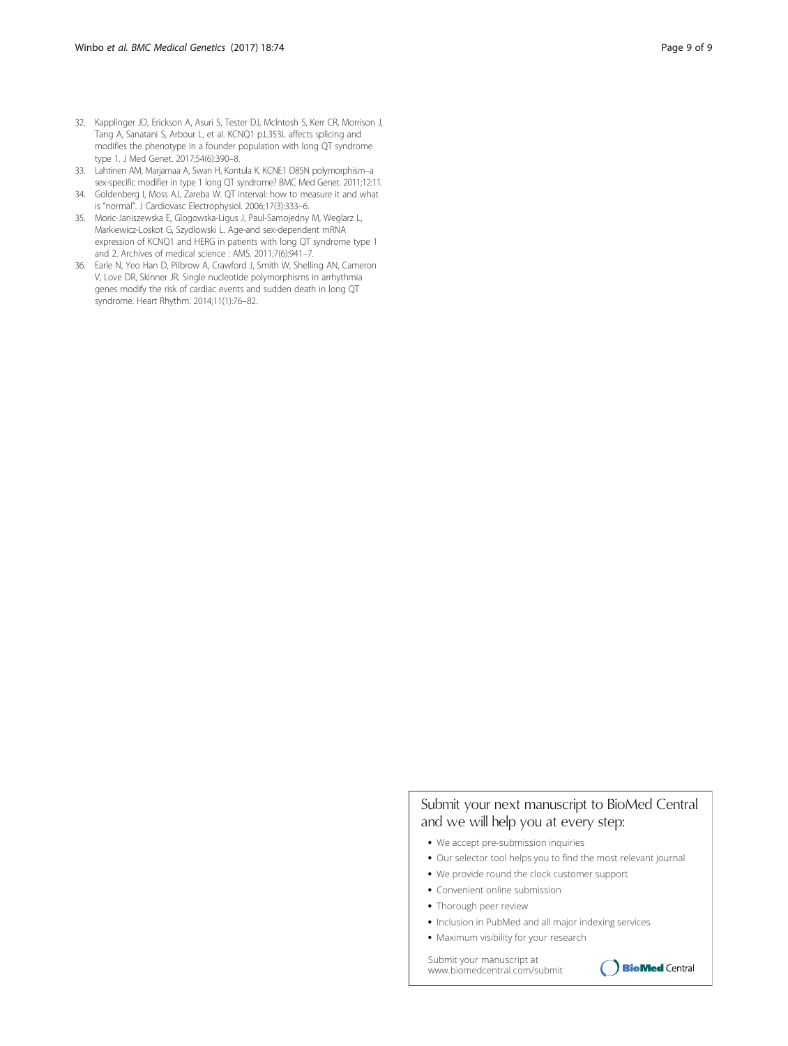32. Kapplinger JD, Erickson A, Asuri S, Tester DJ, McIntosh S, Kerr CR, Morrison J, Tang A, Sanatani S, Arbour L, et al. KCNQ1 p.L353L affects splicing and modifies the phenotype in a founder population with long QT syndrome type 1. J Med Genet. 2017;54(6):390–8.
33. Lahtinen AM, Marjamaa A, Swan H, Kontula K. KCNE1 D85N polymorphism–a sex-specific modifier in type 1 long QT syndrome? BMC Med Genet. 2011;12:11.
34. Goldenberg I, Moss AJ, Zareba W. QT interval: how to measure it and what is "normal". J Cardiovasc Electrophysiol. 2006;17(3):333–6.
35. Moric-Janiszewska E, Glogowska-Ligus J, Paul-Samojedny M, Weglarz L, Markiewicz-Loskot G, Szydlowski L. Age-and sex-dependent mRNA expression of KCNQ1 and HERG in patients with long QT syndrome type 1 and 2. Archives of medical science : AMS. 2011;7(6):941–7.
36. Earle N, Yeo Han D, Pilbrow A, Crawford J, Smith W, Shelling AN, Cameron V, Love DR, Skinner JR. Single nucleotide polymorphisms in arrhythmia genes modify the risk of cardiac events and sudden death in long QT syndrome. Heart Rhythm. 2014;11(1):76–82.

Submit your next manuscript to BioMed Central and we will help you at every step:

- We accept pre-submission inquiries
- Our selector tool helps you to find the most relevant journal
- We provide round the clock customer support
- Convenient online submission
- Thorough peer review
- Inclusion in PubMed and all major indexing services
- Maximum visibility for your research

Submit your manuscript at www.biomedcentral.com/submit

BioMed Central